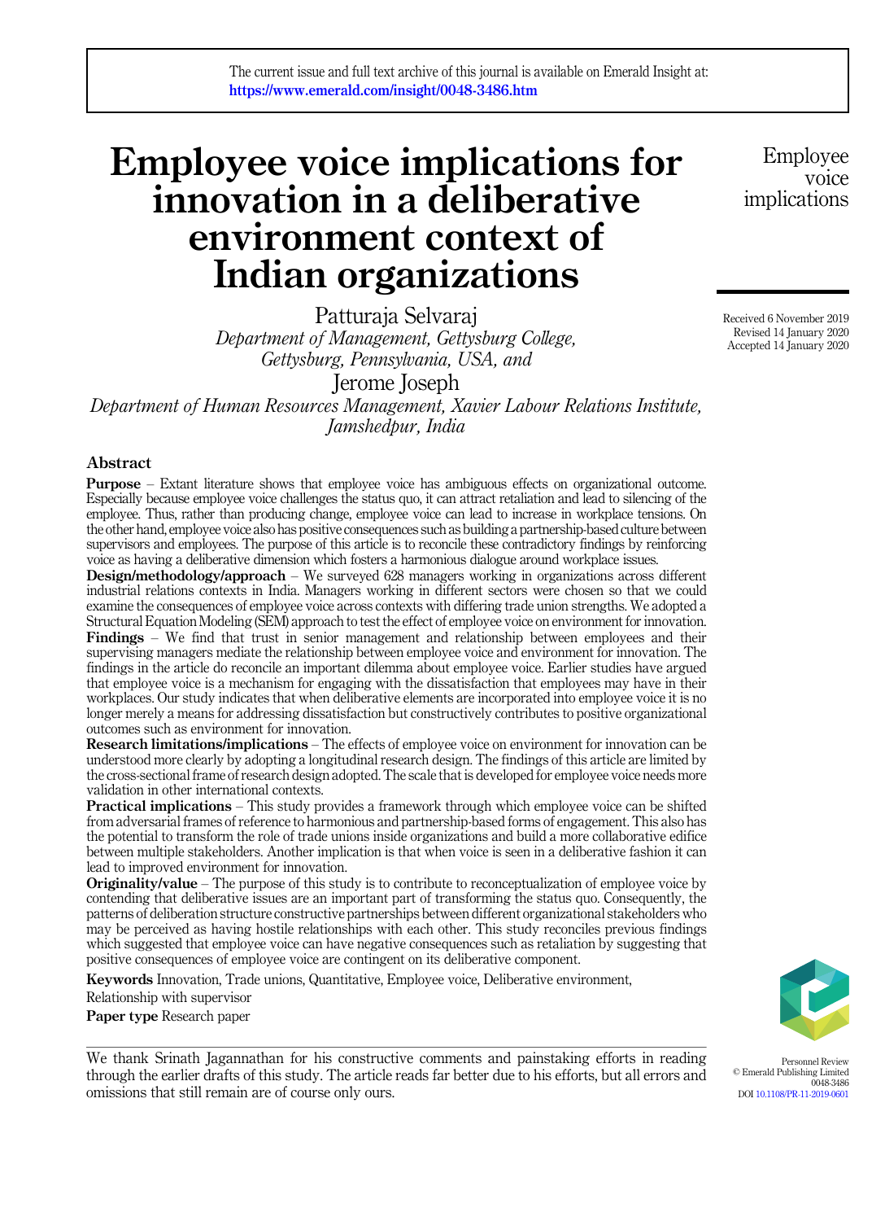The current issue and full text archive of this journal is available on Emerald Insight at: https://www.emerald.com/insight/0048-3486.htm

# Employee voice implications for innovation in a deliberative environment context of Indian organizations

Patturaja Selvaraj
*Department of Management, Gettysburg College, Gettysburg, Pennsylvania, USA, and*

Jerome Joseph
*Department of Human Resources Management, Xavier Labour Relations Institute, Jamshedpur, India*

Received 6 November 2019
Revised 14 January 2020
Accepted 14 January 2020

## Abstract

**Purpose** – Extant literature shows that employee voice has ambiguous effects on organizational outcome. Especially because employee voice challenges the status quo, it can attract retaliation and lead to silencing of the employee. Thus, rather than producing change, employee voice can lead to increase in workplace tensions. On the other hand, employee voice also has positive consequences such as building a partnership-based culture between supervisors and employees. The purpose of this article is to reconcile these contradictory findings by reinforcing voice as having a deliberative dimension which fosters a harmonious dialogue around workplace issues.

**Design/methodology/approach** – We surveyed 628 managers working in organizations across different industrial relations contexts in India. Managers working in different sectors were chosen so that we could examine the consequences of employee voice across contexts with differing trade union strengths. We adopted a Structural Equation Modeling (SEM) approach to test the effect of employee voice on environment for innovation.

**Findings** – We find that trust in senior management and relationship between employees and their supervising managers mediate the relationship between employee voice and environment for innovation. The findings in the article do reconcile an important dilemma about employee voice. Earlier studies have argued that employee voice is a mechanism for engaging with the dissatisfaction that employees may have in their workplaces. Our study indicates that when deliberative elements are incorporated into employee voice it is no longer merely a means for addressing dissatisfaction but constructively contributes to positive organizational outcomes such as environment for innovation.

**Research limitations/implications** – The effects of employee voice on environment for innovation can be understood more clearly by adopting a longitudinal research design. The findings of this article are limited by the cross-sectional frame of research design adopted. The scale that is developed for employee voice needs more validation in other international contexts.

**Practical implications** – This study provides a framework through which employee voice can be shifted from adversarial frames of reference to harmonious and partnership-based forms of engagement. This also has the potential to transform the role of trade unions inside organizations and build a more collaborative edifice between multiple stakeholders. Another implication is that when voice is seen in a deliberative fashion it can lead to improved environment for innovation.

**Originality/value** – The purpose of this study is to contribute to reconceptualization of employee voice by contending that deliberative issues are an important part of transforming the status quo. Consequently, the patterns of deliberation structure constructive partnerships between different organizational stakeholders who may be perceived as having hostile relationships with each other. This study reconciles previous findings which suggested that employee voice can have negative consequences such as retaliation by suggesting that positive consequences of employee voice are contingent on its deliberative component.

**Keywords** Innovation, Trade unions, Quantitative, Employee voice, Deliberative environment, Relationship with supervisor

**Paper type** Research paper

We thank Srinath Jagannathan for his constructive comments and painstaking efforts in reading through the earlier drafts of this study. The article reads far better due to his efforts, but all errors and omissions that still remain are of course only ours.

Personnel Review
© Emerald Publishing Limited
0048-3486
DOI 10.1108/PR-11-2019-0601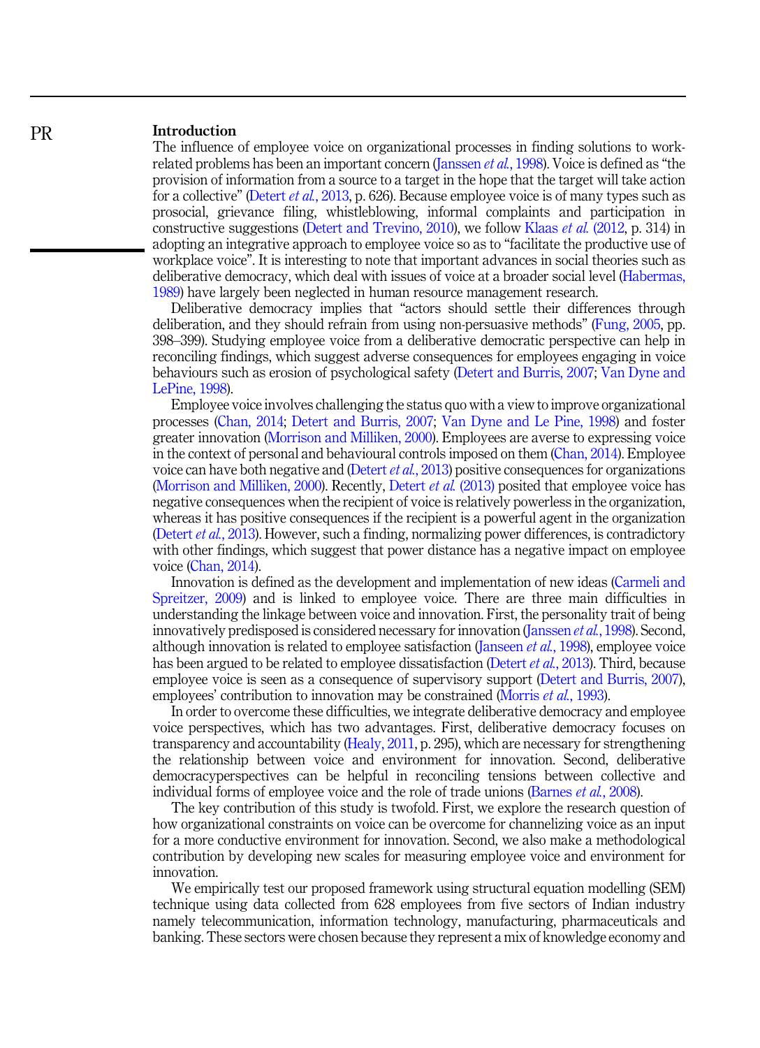## Introduction

The influence of employee voice on organizational processes in finding solutions to work-related problems has been an important concern (Janssen *et al.*, 1998). Voice is defined as "the provision of information from a source to a target in the hope that the target will take action for a collective" (Detert *et al.*, 2013, p. 626). Because employee voice is of many types such as prosocial, grievance filing, whistleblowing, informal complaints and participation in constructive suggestions (Detert and Trevino, 2010), we follow Klaas *et al.* (2012, p. 314) in adopting an integrative approach to employee voice so as to "facilitate the productive use of workplace voice". It is interesting to note that important advances in social theories such as deliberative democracy, which deal with issues of voice at a broader social level (Habermas, 1989) have largely been neglected in human resource management research.

Deliberative democracy implies that "actors should settle their differences through deliberation, and they should refrain from using non-persuasive methods" (Fung, 2005, pp. 398–399). Studying employee voice from a deliberative democratic perspective can help in reconciling findings, which suggest adverse consequences for employees engaging in voice behaviours such as erosion of psychological safety (Detert and Burris, 2007; Van Dyne and LePine, 1998).

Employee voice involves challenging the status quo with a view to improve organizational processes (Chan, 2014; Detert and Burris, 2007; Van Dyne and Le Pine, 1998) and foster greater innovation (Morrison and Milliken, 2000). Employees are averse to expressing voice in the context of personal and behavioural controls imposed on them (Chan, 2014). Employee voice can have both negative and (Detert *et al.*, 2013) positive consequences for organizations (Morrison and Milliken, 2000). Recently, Detert *et al.* (2013) posited that employee voice has negative consequences when the recipient of voice is relatively powerless in the organization, whereas it has positive consequences if the recipient is a powerful agent in the organization (Detert *et al.*, 2013). However, such a finding, normalizing power differences, is contradictory with other findings, which suggest that power distance has a negative impact on employee voice (Chan, 2014).

Innovation is defined as the development and implementation of new ideas (Carmeli and Spreitzer, 2009) and is linked to employee voice. There are three main difficulties in understanding the linkage between voice and innovation. First, the personality trait of being innovatively predisposed is considered necessary for innovation (Janssen *et al.*, 1998). Second, although innovation is related to employee satisfaction (Janseen *et al.*, 1998), employee voice has been argued to be related to employee dissatisfaction (Detert *et al.*, 2013). Third, because employee voice is seen as a consequence of supervisory support (Detert and Burris, 2007), employees' contribution to innovation may be constrained (Morris *et al.*, 1993).

In order to overcome these difficulties, we integrate deliberative democracy and employee voice perspectives, which has two advantages. First, deliberative democracy focuses on transparency and accountability (Healy, 2011, p. 295), which are necessary for strengthening the relationship between voice and environment for innovation. Second, deliberative democracyperspectives can be helpful in reconciling tensions between collective and individual forms of employee voice and the role of trade unions (Barnes *et al.*, 2008).

The key contribution of this study is twofold. First, we explore the research question of how organizational constraints on voice can be overcome for channelizing voice as an input for a more conductive environment for innovation. Second, we also make a methodological contribution by developing new scales for measuring employee voice and environment for innovation.

We empirically test our proposed framework using structural equation modelling (SEM) technique using data collected from 628 employees from five sectors of Indian industry namely telecommunication, information technology, manufacturing, pharmaceuticals and banking. These sectors were chosen because they represent a mix of knowledge economy and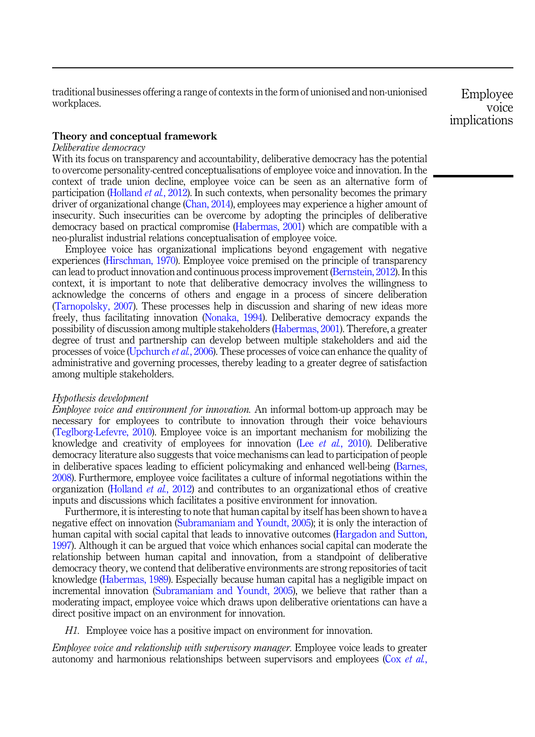traditional businesses offering a range of contexts in the form of unionised and non-unionised workplaces.

## Theory and conceptual framework

### *Deliberative democracy*

With its focus on transparency and accountability, deliberative democracy has the potential to overcome personality-centred conceptualisations of employee voice and innovation. In the context of trade union decline, employee voice can be seen as an alternative form of participation (Holland *et al.*, 2012). In such contexts, when personality becomes the primary driver of organizational change (Chan, 2014), employees may experience a higher amount of insecurity. Such insecurities can be overcome by adopting the principles of deliberative democracy based on practical compromise (Habermas, 2001) which are compatible with a neo-pluralist industrial relations conceptualisation of employee voice.

Employee voice has organizational implications beyond engagement with negative experiences (Hirschman, 1970). Employee voice premised on the principle of transparency can lead to product innovation and continuous process improvement (Bernstein, 2012). In this context, it is important to note that deliberative democracy involves the willingness to acknowledge the concerns of others and engage in a process of sincere deliberation (Tarnopolsky, 2007). These processes help in discussion and sharing of new ideas more freely, thus facilitating innovation (Nonaka, 1994). Deliberative democracy expands the possibility of discussion among multiple stakeholders (Habermas, 2001). Therefore, a greater degree of trust and partnership can develop between multiple stakeholders and aid the processes of voice (Upchurch *et al.*, 2006). These processes of voice can enhance the quality of administrative and governing processes, thereby leading to a greater degree of satisfaction among multiple stakeholders.

### *Hypothesis development*

*Employee voice and environment for innovation.* An informal bottom-up approach may be necessary for employees to contribute to innovation through their voice behaviours (Teglborg-Lefevre, 2010). Employee voice is an important mechanism for mobilizing the knowledge and creativity of employees for innovation (Lee *et al.*, 2010). Deliberative democracy literature also suggests that voice mechanisms can lead to participation of people in deliberative spaces leading to efficient policymaking and enhanced well-being (Barnes, 2008). Furthermore, employee voice facilitates a culture of informal negotiations within the organization (Holland *et al.*, 2012) and contributes to an organizational ethos of creative inputs and discussions which facilitates a positive environment for innovation.

Furthermore, it is interesting to note that human capital by itself has been shown to have a negative effect on innovation (Subramaniam and Youndt, 2005); it is only the interaction of human capital with social capital that leads to innovative outcomes (Hargadon and Sutton, 1997). Although it can be argued that voice which enhances social capital can moderate the relationship between human capital and innovation, from a standpoint of deliberative democracy theory, we contend that deliberative environments are strong repositories of tacit knowledge (Habermas, 1989). Especially because human capital has a negligible impact on incremental innovation (Subramaniam and Youndt, 2005), we believe that rather than a moderating impact, employee voice which draws upon deliberative orientations can have a direct positive impact on an environment for innovation.

*H1*. Employee voice has a positive impact on environment for innovation.

*Employee voice and relationship with supervisory manager.* Employee voice leads to greater autonomy and harmonious relationships between supervisors and employees (Cox *et al.*,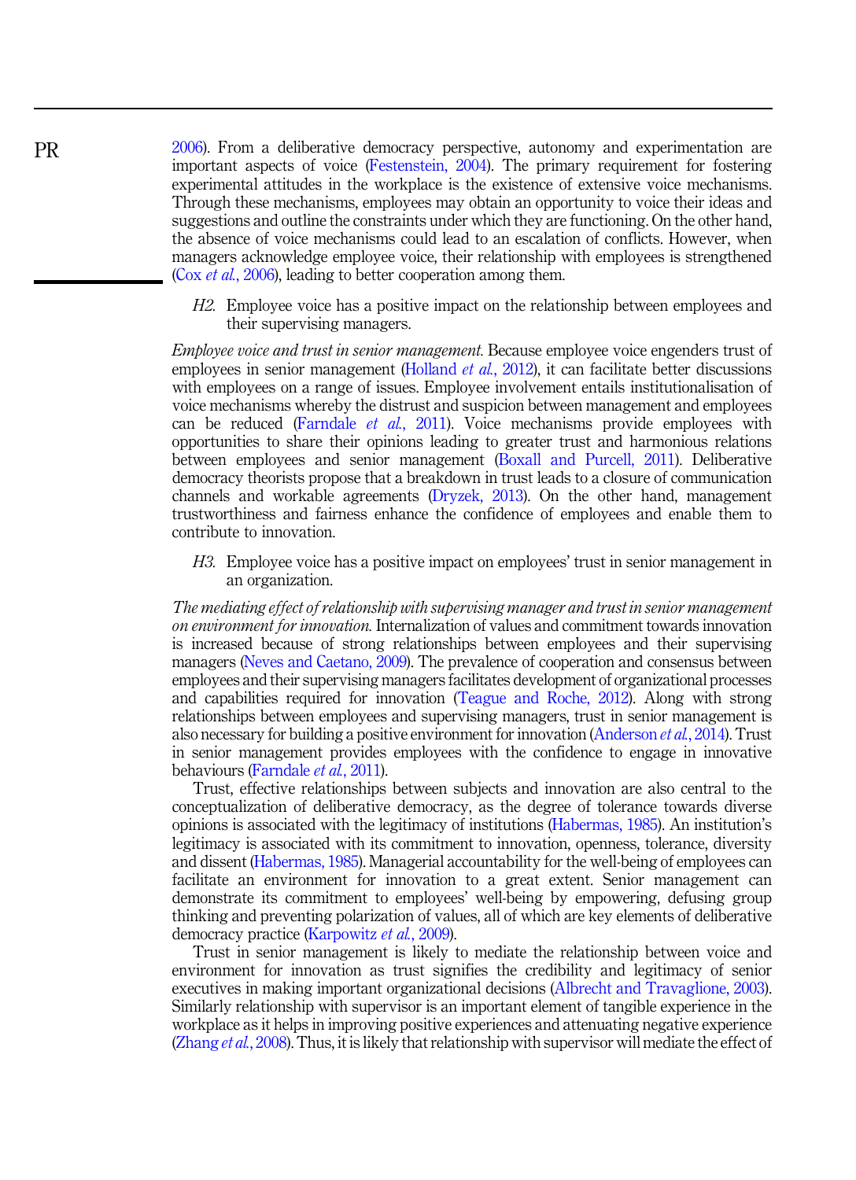2006). From a deliberative democracy perspective, autonomy and experimentation are important aspects of voice (Festenstein, 2004). The primary requirement for fostering experimental attitudes in the workplace is the existence of extensive voice mechanisms. Through these mechanisms, employees may obtain an opportunity to voice their ideas and suggestions and outline the constraints under which they are functioning. On the other hand, the absence of voice mechanisms could lead to an escalation of conflicts. However, when managers acknowledge employee voice, their relationship with employees is strengthened (Cox *et al.*, 2006), leading to better cooperation among them.

> *H2*. Employee voice has a positive impact on the relationship between employees and their supervising managers.

*Employee voice and trust in senior management.* Because employee voice engenders trust of employees in senior management (Holland *et al.*, 2012), it can facilitate better discussions with employees on a range of issues. Employee involvement entails institutionalisation of voice mechanisms whereby the distrust and suspicion between management and employees can be reduced (Farndale *et al.*, 2011). Voice mechanisms provide employees with opportunities to share their opinions leading to greater trust and harmonious relations between employees and senior management (Boxall and Purcell, 2011). Deliberative democracy theorists propose that a breakdown in trust leads to a closure of communication channels and workable agreements (Dryzek, 2013). On the other hand, management trustworthiness and fairness enhance the confidence of employees and enable them to contribute to innovation.

> *H3*. Employee voice has a positive impact on employees' trust in senior management in an organization.

*The mediating effect of relationship with supervising manager and trust in senior management on environment for innovation.* Internalization of values and commitment towards innovation is increased because of strong relationships between employees and their supervising managers (Neves and Caetano, 2009). The prevalence of cooperation and consensus between employees and their supervising managers facilitates development of organizational processes and capabilities required for innovation (Teague and Roche, 2012). Along with strong relationships between employees and supervising managers, trust in senior management is also necessary for building a positive environment for innovation (Anderson *et al.*, 2014). Trust in senior management provides employees with the confidence to engage in innovative behaviours (Farndale *et al.*, 2011).

Trust, effective relationships between subjects and innovation are also central to the conceptualization of deliberative democracy, as the degree of tolerance towards diverse opinions is associated with the legitimacy of institutions (Habermas, 1985). An institution's legitimacy is associated with its commitment to innovation, openness, tolerance, diversity and dissent (Habermas, 1985). Managerial accountability for the well-being of employees can facilitate an environment for innovation to a great extent. Senior management can demonstrate its commitment to employees' well-being by empowering, defusing group thinking and preventing polarization of values, all of which are key elements of deliberative democracy practice (Karpowitz *et al.*, 2009).

Trust in senior management is likely to mediate the relationship between voice and environment for innovation as trust signifies the credibility and legitimacy of senior executives in making important organizational decisions (Albrecht and Travaglione, 2003). Similarly relationship with supervisor is an important element of tangible experience in the workplace as it helps in improving positive experiences and attenuating negative experience (Zhang *et al.*, 2008). Thus, it is likely that relationship with supervisor will mediate the effect of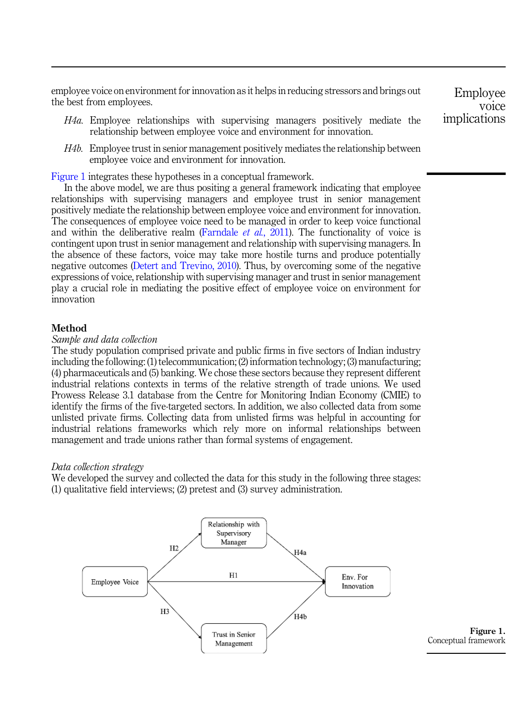employee voice on environment for innovation as it helps in reducing stressors and brings out the best from employees.

*H4a.* Employee relationships with supervising managers positively mediate the relationship between employee voice and environment for innovation.

*H4b.* Employee trust in senior management positively mediates the relationship between employee voice and environment for innovation.

Figure 1 integrates these hypotheses in a conceptual framework.

In the above model, we are thus positing a general framework indicating that employee relationships with supervising managers and employee trust in senior management positively mediate the relationship between employee voice and environment for innovation. The consequences of employee voice need to be managed in order to keep voice functional and within the deliberative realm (Farndale *et al.*, 2011). The functionality of voice is contingent upon trust in senior management and relationship with supervising managers. In the absence of these factors, voice may take more hostile turns and produce potentially negative outcomes (Detert and Trevino, 2010). Thus, by overcoming some of the negative expressions of voice, relationship with supervising manager and trust in senior management play a crucial role in mediating the positive effect of employee voice on environment for innovation

## Method

### *Sample and data collection*

The study population comprised private and public firms in five sectors of Indian industry including the following: (1) telecommunication; (2) information technology; (3) manufacturing; (4) pharmaceuticals and (5) banking. We chose these sectors because they represent different industrial relations contexts in terms of the relative strength of trade unions. We used Prowess Release 3.1 database from the Centre for Monitoring Indian Economy (CMIE) to identify the firms of the five-targeted sectors. In addition, we also collected data from some unlisted private firms. Collecting data from unlisted firms was helpful in accounting for industrial relations frameworks which rely more on informal relationships between management and trade unions rather than formal systems of engagement.

### *Data collection strategy*

We developed the survey and collected the data for this study in the following three stages: (1) qualitative field interviews; (2) pretest and (3) survey administration.

Employee Voice → (H2) Relationship with Supervisory Manager → (H4a) Env. For Innovation; Employee Voice → (H1) Env. For Innovation; Employee Voice → (H3) Trust in Senior Management → (H4b) Env. For Innovation

**Figure 1.** Conceptual framework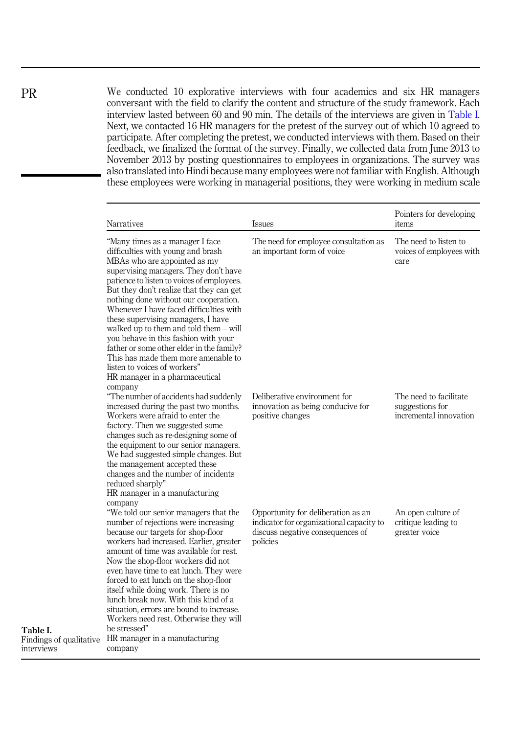We conducted 10 explorative interviews with four academics and six HR managers conversant with the field to clarify the content and structure of the study framework. Each interview lasted between 60 and 90 min. The details of the interviews are given in Table I. Next, we contacted 16 HR managers for the pretest of the survey out of which 10 agreed to participate. After completing the pretest, we conducted interviews with them. Based on their feedback, we finalized the format of the survey. Finally, we collected data from June 2013 to November 2013 by posting questionnaires to employees in organizations. The survey was also translated into Hindi because many employees were not familiar with English. Although these employees were working in managerial positions, they were working in medium scale

**Table I.** Findings of qualitative interviews

| Narratives | Issues | Pointers for developing items |
|---|---|---|
| "Many times as a manager I face difficulties with young and brash MBAs who are appointed as my supervising managers. They don't have patience to listen to voices of employees. But they don't realize that they can get nothing done without our cooperation. Whenever I have faced difficulties with these supervising managers, I have walked up to them and told them – will you behave in this fashion with your father or some other elder in the family? This has made them more amenable to listen to voices of workers" HR manager in a pharmaceutical company | The need for employee consultation as an important form of voice | The need to listen to voices of employees with care |
| "The number of accidents had suddenly increased during the past two months. Workers were afraid to enter the factory. Then we suggested some changes such as re-designing some of the equipment to our senior managers. We had suggested simple changes. But the management accepted these changes and the number of incidents reduced sharply" HR manager in a manufacturing company | Deliberative environment for innovation as being conducive for positive changes | The need to facilitate suggestions for incremental innovation |
| "We told our senior managers that the number of rejections were increasing because our targets for shop-floor workers had increased. Earlier, greater amount of time was available for rest. Now the shop-floor workers did not even have time to eat lunch. They were forced to eat lunch on the shop-floor itself while doing work. There is no lunch break now. With this kind of a situation, errors are bound to increase. Workers need rest. Otherwise they will be stressed" HR manager in a manufacturing company | Opportunity for deliberation as an indicator for organizational capacity to discuss negative consequences of policies | An open culture of critique leading to greater voice |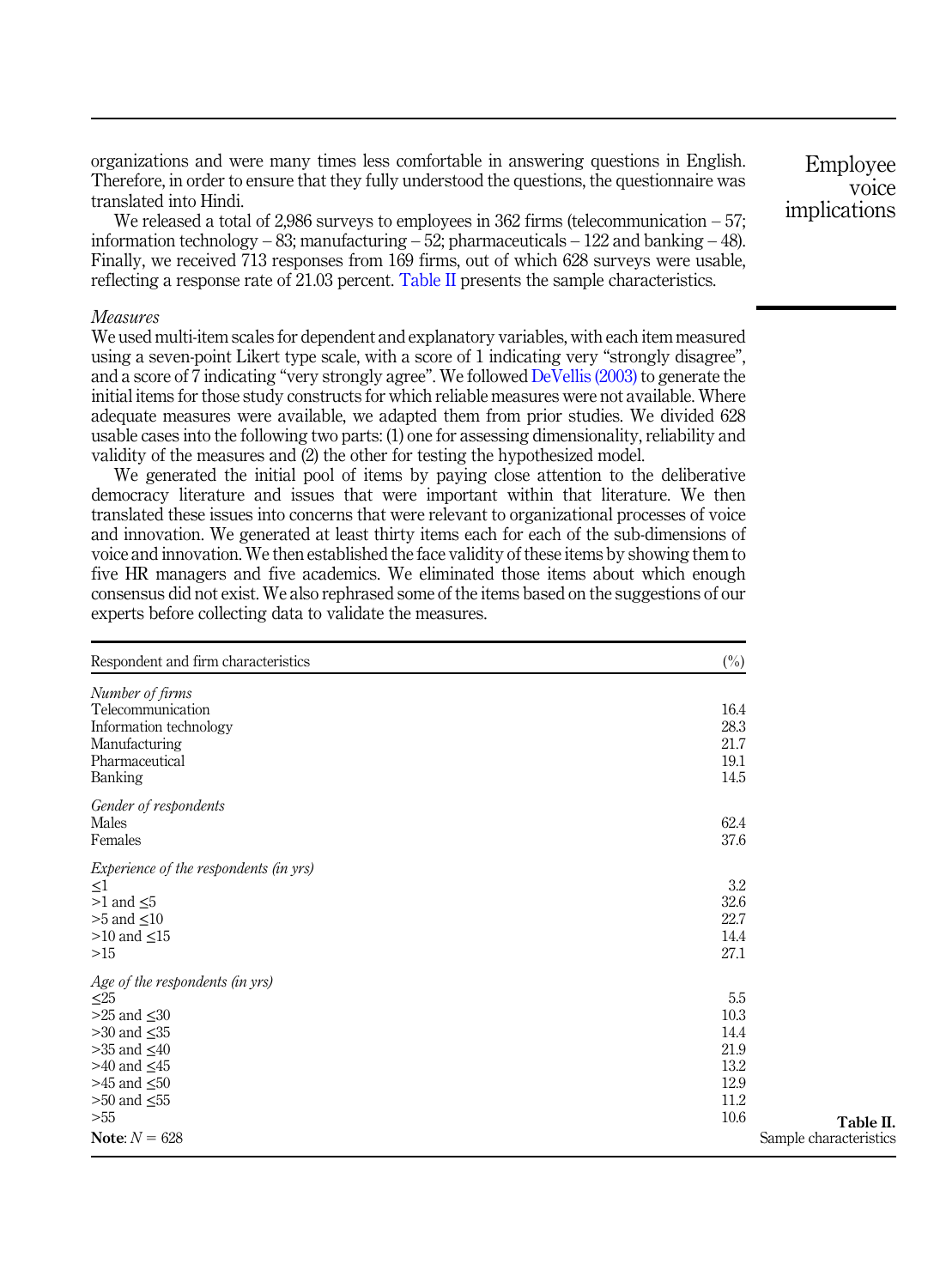organizations and were many times less comfortable in answering questions in English. Therefore, in order to ensure that they fully understood the questions, the questionnaire was translated into Hindi.

We released a total of 2,986 surveys to employees in 362 firms (telecommunication – 57; information technology – 83; manufacturing – 52; pharmaceuticals – 122 and banking – 48). Finally, we received 713 responses from 169 firms, out of which 628 surveys were usable, reflecting a response rate of 21.03 percent. Table II presents the sample characteristics.

*Measures*

We used multi-item scales for dependent and explanatory variables, with each item measured using a seven-point Likert type scale, with a score of 1 indicating very "strongly disagree", and a score of 7 indicating "very strongly agree". We followed DeVellis (2003) to generate the initial items for those study constructs for which reliable measures were not available. Where adequate measures were available, we adapted them from prior studies. We divided 628 usable cases into the following two parts: (1) one for assessing dimensionality, reliability and validity of the measures and (2) the other for testing the hypothesized model.

We generated the initial pool of items by paying close attention to the deliberative democracy literature and issues that were important within that literature. We then translated these issues into concerns that were relevant to organizational processes of voice and innovation. We generated at least thirty items each for each of the sub-dimensions of voice and innovation. We then established the face validity of these items by showing them to five HR managers and five academics. We eliminated those items about which enough consensus did not exist. We also rephrased some of the items based on the suggestions of our experts before collecting data to validate the measures.

| Respondent and firm characteristics | (%) |
|---|---|
| *Number of firms* | |
| Telecommunication | 16.4 |
| Information technology | 28.3 |
| Manufacturing | 21.7 |
| Pharmaceutical | 19.1 |
| Banking | 14.5 |
| *Gender of respondents* | |
| Males | 62.4 |
| Females | 37.6 |
| *Experience of the respondents (in yrs)* | |
| ≤1 | 3.2 |
| >1 and ≤5 | 32.6 |
| >5 and ≤10 | 22.7 |
| >10 and ≤15 | 14.4 |
| >15 | 27.1 |
| *Age of the respondents (in yrs)* | |
| ≤25 | 5.5 |
| >25 and ≤30 | 10.3 |
| >30 and ≤35 | 14.4 |
| >35 and ≤40 | 21.9 |
| >40 and ≤45 | 13.2 |
| >45 and ≤50 | 12.9 |
| >50 and ≤55 | 11.2 |
| >55 | 10.6 |

**Note**: $N = 628$

**Table II.** Sample characteristics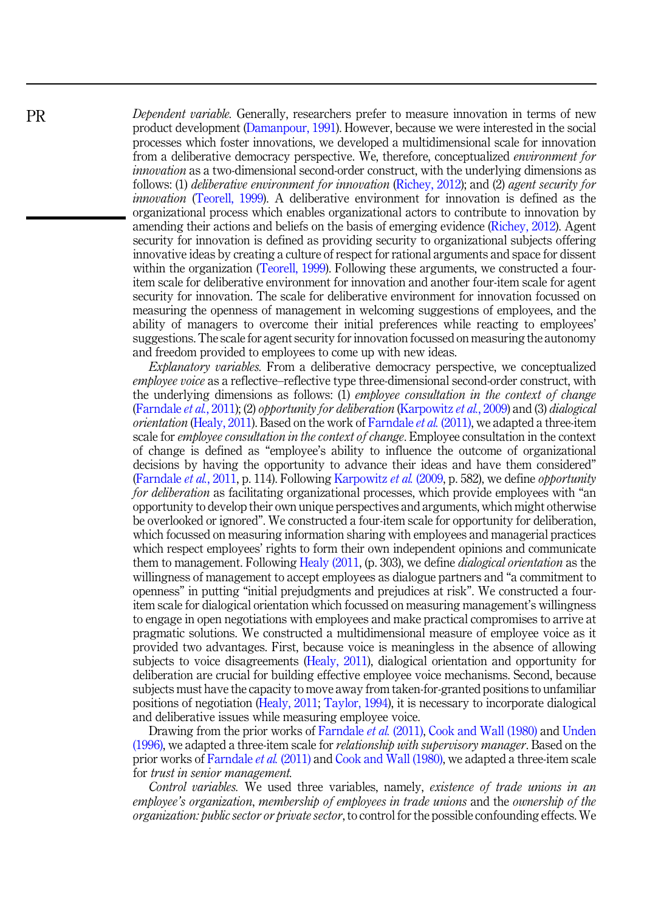*Dependent variable.* Generally, researchers prefer to measure innovation in terms of new product development (Damanpour, 1991). However, because we were interested in the social processes which foster innovations, we developed a multidimensional scale for innovation from a deliberative democracy perspective. We, therefore, conceptualized *environment for innovation* as a two-dimensional second-order construct, with the underlying dimensions as follows: (1) *deliberative environment for innovation* (Richey, 2012); and (2) *agent security for innovation* (Teorell, 1999). A deliberative environment for innovation is defined as the organizational process which enables organizational actors to contribute to innovation by amending their actions and beliefs on the basis of emerging evidence (Richey, 2012). Agent security for innovation is defined as providing security to organizational subjects offering innovative ideas by creating a culture of respect for rational arguments and space for dissent within the organization (Teorell, 1999). Following these arguments, we constructed a four-item scale for deliberative environment for innovation and another four-item scale for agent security for innovation. The scale for deliberative environment for innovation focussed on measuring the openness of management in welcoming suggestions of employees, and the ability of managers to overcome their initial preferences while reacting to employees' suggestions. The scale for agent security for innovation focussed on measuring the autonomy and freedom provided to employees to come up with new ideas.

*Explanatory variables.* From a deliberative democracy perspective, we conceptualized *employee voice* as a reflective–reflective type three-dimensional second-order construct, with the underlying dimensions as follows: (1) *employee consultation in the context of change* (Farndale *et al.*, 2011); (2) *opportunity for deliberation* (Karpowitz *et al.*, 2009) and (3) *dialogical orientation* (Healy, 2011). Based on the work of Farndale *et al.* (2011), we adapted a three-item scale for *employee consultation in the context of change*. Employee consultation in the context of change is defined as "employee's ability to influence the outcome of organizational decisions by having the opportunity to advance their ideas and have them considered" (Farndale *et al.*, 2011, p. 114). Following Karpowitz *et al.* (2009, p. 582), we define *opportunity for deliberation* as facilitating organizational processes, which provide employees with "an opportunity to develop their own unique perspectives and arguments, which might otherwise be overlooked or ignored". We constructed a four-item scale for opportunity for deliberation, which focussed on measuring information sharing with employees and managerial practices which respect employees' rights to form their own independent opinions and communicate them to management. Following Healy (2011, (p. 303), we define *dialogical orientation* as the willingness of management to accept employees as dialogue partners and "a commitment to openness" in putting "initial prejudgments and prejudices at risk". We constructed a four-item scale for dialogical orientation which focussed on measuring management's willingness to engage in open negotiations with employees and make practical compromises to arrive at pragmatic solutions. We constructed a multidimensional measure of employee voice as it provided two advantages. First, because voice is meaningless in the absence of allowing subjects to voice disagreements (Healy, 2011), dialogical orientation and opportunity for deliberation are crucial for building effective employee voice mechanisms. Second, because subjects must have the capacity to move away from taken-for-granted positions to unfamiliar positions of negotiation (Healy, 2011; Taylor, 1994), it is necessary to incorporate dialogical and deliberative issues while measuring employee voice.

Drawing from the prior works of Farndale *et al.* (2011), Cook and Wall (1980) and Unden (1996), we adapted a three-item scale for *relationship with supervisory manager*. Based on the prior works of Farndale *et al.* (2011) and Cook and Wall (1980), we adapted a three-item scale for *trust in senior management*.

*Control variables.* We used three variables, namely, *existence of trade unions in an employee's organization*, *membership of employees in trade unions* and the *ownership of the organization: public sector or private sector*, to control for the possible confounding effects. We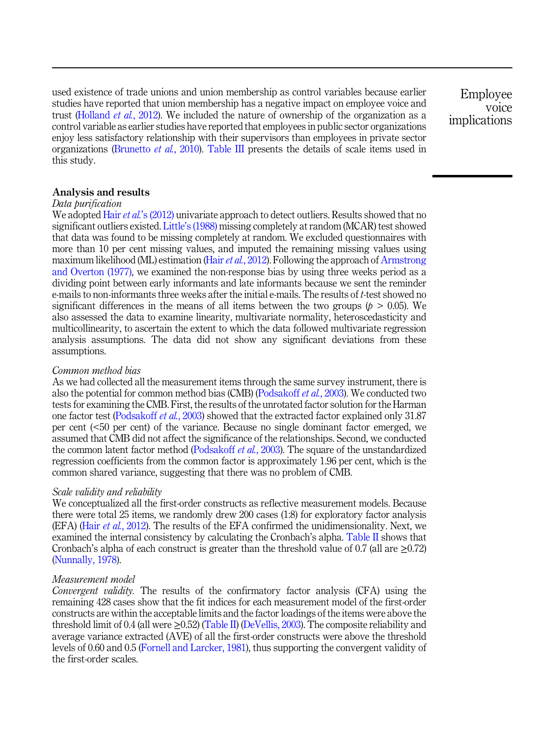used existence of trade unions and union membership as control variables because earlier studies have reported that union membership has a negative impact on employee voice and trust (Holland *et al.*, 2012). We included the nature of ownership of the organization as a control variable as earlier studies have reported that employees in public sector organizations enjoy less satisfactory relationship with their supervisors than employees in private sector organizations (Brunetto *et al.*, 2010). Table III presents the details of scale items used in this study.

## Analysis and results

### *Data purification*

We adopted Hair *et al.*'s (2012) univariate approach to detect outliers. Results showed that no significant outliers existed. Little's (1988) missing completely at random (MCAR) test showed that data was found to be missing completely at random. We excluded questionnaires with more than 10 per cent missing values, and imputed the remaining missing values using maximum likelihood (ML) estimation (Hair *et al.*, 2012). Following the approach of Armstrong and Overton (1977), we examined the non-response bias by using three weeks period as a dividing point between early informants and late informants because we sent the reminder e-mails to non-informants three weeks after the initial e-mails. The results of *t*-test showed no significant differences in the means of all items between the two groups ($p > 0.05$). We also assessed the data to examine linearity, multivariate normality, heteroscedasticity and multicollinearity, to ascertain the extent to which the data followed multivariate regression analysis assumptions. The data did not show any significant deviations from these assumptions.

### *Common method bias*

As we had collected all the measurement items through the same survey instrument, there is also the potential for common method bias (CMB) (Podsakoff *et al.*, 2003). We conducted two tests for examining the CMB. First, the results of the unrotated factor solution for the Harman one factor test (Podsakoff *et al.*, 2003) showed that the extracted factor explained only 31.87 per cent (<50 per cent) of the variance. Because no single dominant factor emerged, we assumed that CMB did not affect the significance of the relationships. Second, we conducted the common latent factor method (Podsakoff *et al.*, 2003). The square of the unstandardized regression coefficients from the common factor is approximately 1.96 per cent, which is the common shared variance, suggesting that there was no problem of CMB.

### *Scale validity and reliability*

We conceptualized all the first-order constructs as reflective measurement models. Because there were total 25 items, we randomly drew 200 cases (1:8) for exploratory factor analysis (EFA) (Hair *et al.*, 2012). The results of the EFA confirmed the unidimensionality. Next, we examined the internal consistency by calculating the Cronbach's alpha. Table II shows that Cronbach's alpha of each construct is greater than the threshold value of 0.7 (all are $\geq$0.72) (Nunnally, 1978).

### *Measurement model*

*Convergent validity.* The results of the confirmatory factor analysis (CFA) using the remaining 428 cases show that the fit indices for each measurement model of the first-order constructs are within the acceptable limits and the factor loadings of the items were above the threshold limit of 0.4 (all were $\geq$0.52) (Table II) (DeVellis, 2003). The composite reliability and average variance extracted (AVE) of all the first-order constructs were above the threshold levels of 0.60 and 0.5 (Fornell and Larcker, 1981), thus supporting the convergent validity of the first-order scales.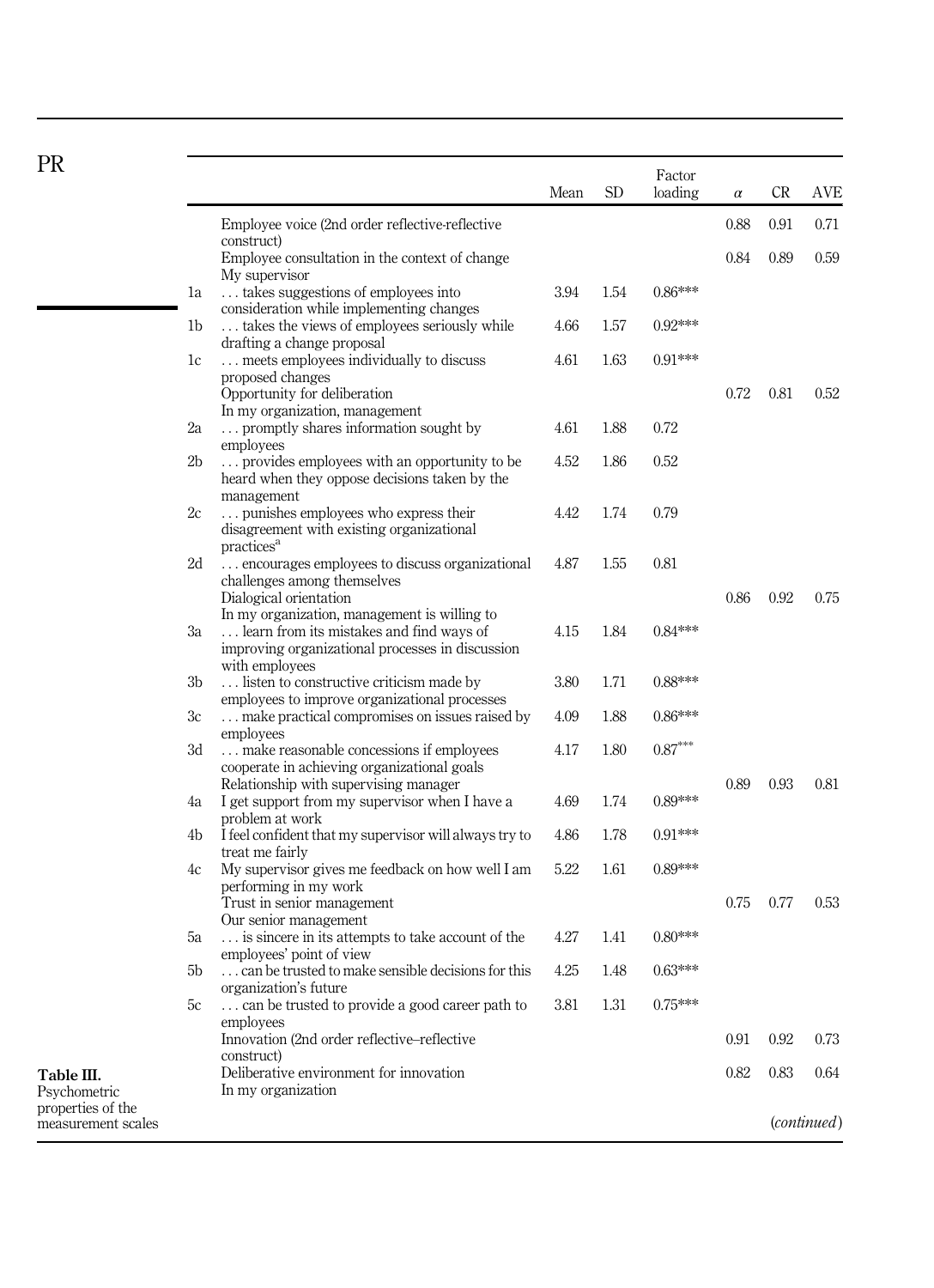**Table III.** Psychometric properties of the measurement scales

| | | Mean | SD | Factor loading | $\alpha$ | CR | AVE |
|---|---|---|---|---|---|---|---|
| | Employee voice (2nd order reflective-reflective construct) | | | | 0.88 | 0.91 | 0.71 |
| | Employee consultation in the context of change | | | | 0.84 | 0.89 | 0.59 |
| | My supervisor | | | | | | |
| 1a | … takes suggestions of employees into consideration while implementing changes | 3.94 | 1.54 | 0.86*** | | | |
| 1b | … takes the views of employees seriously while drafting a change proposal | 4.66 | 1.57 | 0.92*** | | | |
| 1c | … meets employees individually to discuss proposed changes | 4.61 | 1.63 | 0.91*** | | | |
| | Opportunity for deliberation | | | | 0.72 | 0.81 | 0.52 |
| | In my organization, management | | | | | | |
| 2a | … promptly shares information sought by employees | 4.61 | 1.88 | 0.72 | | | |
| 2b | … provides employees with an opportunity to be heard when they oppose decisions taken by the management | 4.52 | 1.86 | 0.52 | | | |
| 2c | … punishes employees who express their disagreement with existing organizational practices[a] | 4.42 | 1.74 | 0.79 | | | |
| 2d | … encourages employees to discuss organizational challenges among themselves | 4.87 | 1.55 | 0.81 | | | |
| | Dialogical orientation | | | | 0.86 | 0.92 | 0.75 |
| | In my organization, management is willing to | | | | | | |
| 3a | … learn from its mistakes and find ways of improving organizational processes in discussion with employees | 4.15 | 1.84 | 0.84*** | | | |
| 3b | … listen to constructive criticism made by employees to improve organizational processes | 3.80 | 1.71 | 0.88*** | | | |
| 3c | … make practical compromises on issues raised by employees | 4.09 | 1.88 | 0.86*** | | | |
| 3d | … make reasonable concessions if employees cooperate in achieving organizational goals | 4.17 | 1.80 | 0.87*** | | | |
| | Relationship with supervising manager | | | | 0.89 | 0.93 | 0.81 |
| 4a | I get support from my supervisor when I have a problem at work | 4.69 | 1.74 | 0.89*** | | | |
| 4b | I feel confident that my supervisor will always try to treat me fairly | 4.86 | 1.78 | 0.91*** | | | |
| 4c | My supervisor gives me feedback on how well I am performing in my work | 5.22 | 1.61 | 0.89*** | | | |
| | Trust in senior management | | | | 0.75 | 0.77 | 0.53 |
| | Our senior management | | | | | | |
| 5a | … is sincere in its attempts to take account of the employees' point of view | 4.27 | 1.41 | 0.80*** | | | |
| 5b | … can be trusted to make sensible decisions for this organization's future | 4.25 | 1.48 | 0.63*** | | | |
| 5c | … can be trusted to provide a good career path to employees | 3.81 | 1.31 | 0.75*** | | | |
| | Innovation (2nd order reflective–reflective construct) | | | | 0.91 | 0.92 | 0.73 |
| | Deliberative environment for innovation | | | | 0.82 | 0.83 | 0.64 |
| | In my organization | | | | | | |

(*continued*)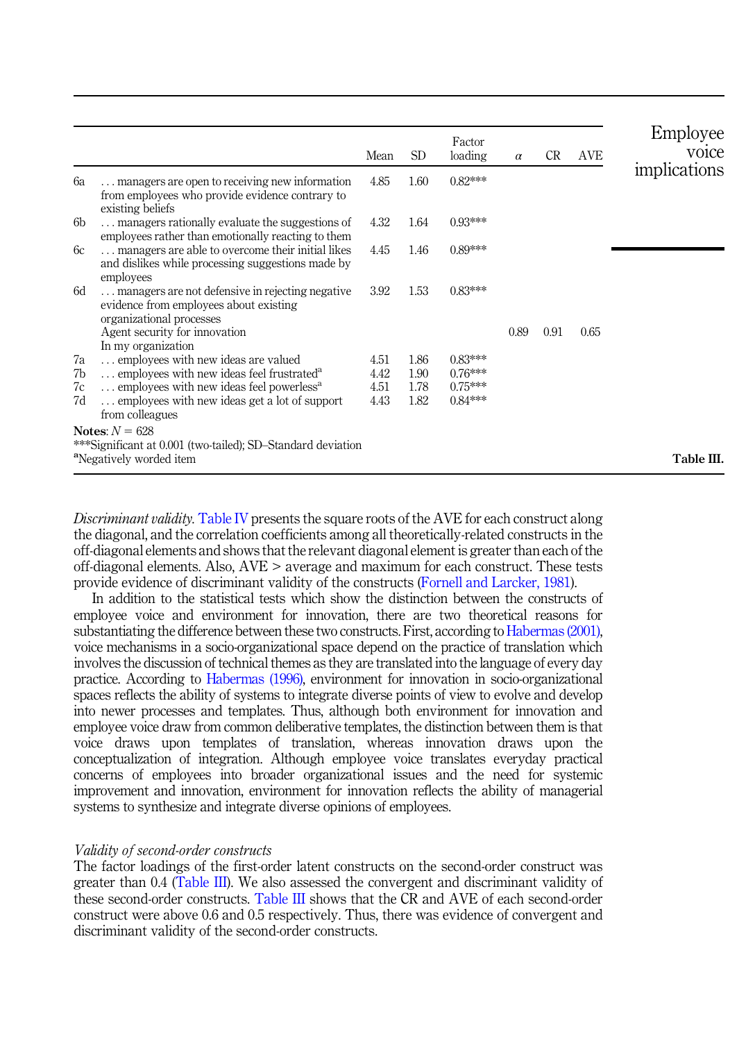| | | Mean | SD | Factor loading | α | CR | AVE |
|---|---|---|---|---|---|---|---|
| 6a | . . . managers are open to receiving new information from employees who provide evidence contrary to existing beliefs | 4.85 | 1.60 | 0.82*** | | | |
| 6b | . . . managers rationally evaluate the suggestions of employees rather than emotionally reacting to them | 4.32 | 1.64 | 0.93*** | | | |
| 6c | . . . managers are able to overcome their initial likes and dislikes while processing suggestions made by employees | 4.45 | 1.46 | 0.89*** | | | |
| 6d | . . . managers are not defensive in rejecting negative evidence from employees about existing organizational processes | 3.92 | 1.53 | 0.83*** | | | |
| | Agent security for innovation | | | | 0.89 | 0.91 | 0.65 |
| | In my organization | | | | | | |
| 7a | . . . employees with new ideas are valued | 4.51 | 1.86 | 0.83*** | | | |
| 7b | . . . employees with new ideas feel frustrated[a] | 4.42 | 1.90 | 0.76*** | | | |
| 7c | . . . employees with new ideas feel powerless[a] | 4.51 | 1.78 | 0.75*** | | | |
| 7d | . . . employees with new ideas get a lot of support from colleagues | 4.43 | 1.82 | 0.84*** | | | |

**Notes**: $N = 628$
***Significant at 0.001 (two-tailed); SD–Standard deviation
[a]Negatively worded item

**Table III.**

*Discriminant validity.* Table IV presents the square roots of the AVE for each construct along the diagonal, and the correlation coefficients among all theoretically-related constructs in the off-diagonal elements and shows that the relevant diagonal element is greater than each of the off-diagonal elements. Also, AVE > average and maximum for each construct. These tests provide evidence of discriminant validity of the constructs (Fornell and Larcker, 1981).

In addition to the statistical tests which show the distinction between the constructs of employee voice and environment for innovation, there are two theoretical reasons for substantiating the difference between these two constructs. First, according to Habermas (2001), voice mechanisms in a socio-organizational space depend on the practice of translation which involves the discussion of technical themes as they are translated into the language of every day practice. According to Habermas (1996), environment for innovation in socio-organizational spaces reflects the ability of systems to integrate diverse points of view to evolve and develop into newer processes and templates. Thus, although both environment for innovation and employee voice draw from common deliberative templates, the distinction between them is that voice draws upon templates of translation, whereas innovation draws upon the conceptualization of integration. Although employee voice translates everyday practical concerns of employees into broader organizational issues and the need for systemic improvement and innovation, environment for innovation reflects the ability of managerial systems to synthesize and integrate diverse opinions of employees.

### *Validity of second-order constructs*

The factor loadings of the first-order latent constructs on the second-order construct was greater than 0.4 (Table III). We also assessed the convergent and discriminant validity of these second-order constructs. Table III shows that the CR and AVE of each second-order construct were above 0.6 and 0.5 respectively. Thus, there was evidence of convergent and discriminant validity of the second-order constructs.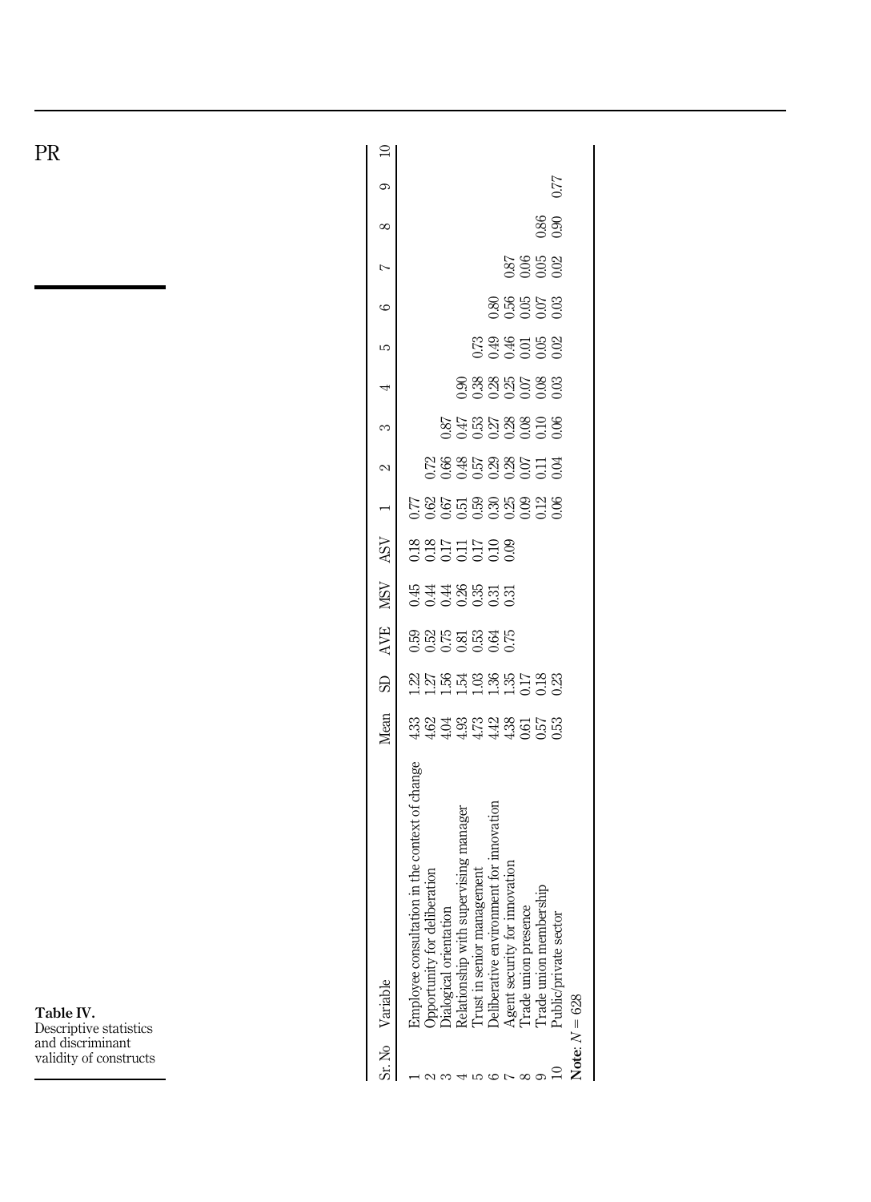**Table IV.** Descriptive statistics and discriminant validity of constructs

| Sr. No | Variable | Mean | SD | AVE | MSV | ASV | 1 | 2 | 3 | 4 | 5 | 6 | 7 | 8 | 9 | 10 |
|---|---|---|---|---|---|---|---|---|---|---|---|---|---|---|---|---|
| 1 | Employee consultation in the context of change | 4.33 | 1.22 | 0.59 | 0.45 | 0.18 | 0.77 | | | | | | | | | |
| 2 | Opportunity for deliberation | 4.62 | 1.27 | 0.52 | 0.44 | 0.18 | 0.62 | 0.72 | | | | | | | | |
| 3 | Dialogical orientation | 4.04 | 1.56 | 0.75 | 0.44 | 0.17 | 0.67 | 0.66 | 0.87 | | | | | | | |
| 4 | Relationship with supervising manager | 4.93 | 1.54 | 0.81 | 0.26 | 0.11 | 0.51 | 0.48 | 0.47 | 0.90 | | | | | | |
| 5 | Trust in senior management | 4.73 | 1.03 | 0.53 | 0.35 | 0.17 | 0.59 | 0.57 | 0.53 | 0.38 | 0.73 | | | | | |
| 6 | Deliberative environment for innovation | 4.42 | 1.36 | 0.64 | 0.31 | 0.10 | 0.30 | 0.29 | 0.27 | 0.28 | 0.49 | 0.80 | | | | |
| 7 | Agent security for innovation | 4.38 | 1.35 | 0.75 | 0.31 | 0.09 | 0.25 | 0.28 | 0.28 | 0.25 | 0.46 | 0.56 | 0.87 | | | |
| 8 | Trade union presence | 0.61 | 0.17 | | | | 0.09 | 0.07 | 0.08 | 0.07 | 0.01 | 0.05 | 0.06 | 0.86 | | |
| 9 | Trade union membership | 0.57 | 0.18 | | | | 0.12 | 0.11 | 0.10 | 0.08 | 0.05 | 0.07 | 0.05 | 0.90 | | |
| 10 | Public/private sector | 0.53 | 0.23 | | | | 0.06 | 0.04 | 0.06 | 0.03 | 0.02 | 0.03 | 0.02 | | 0.77 | |

**Note**: $N = 628$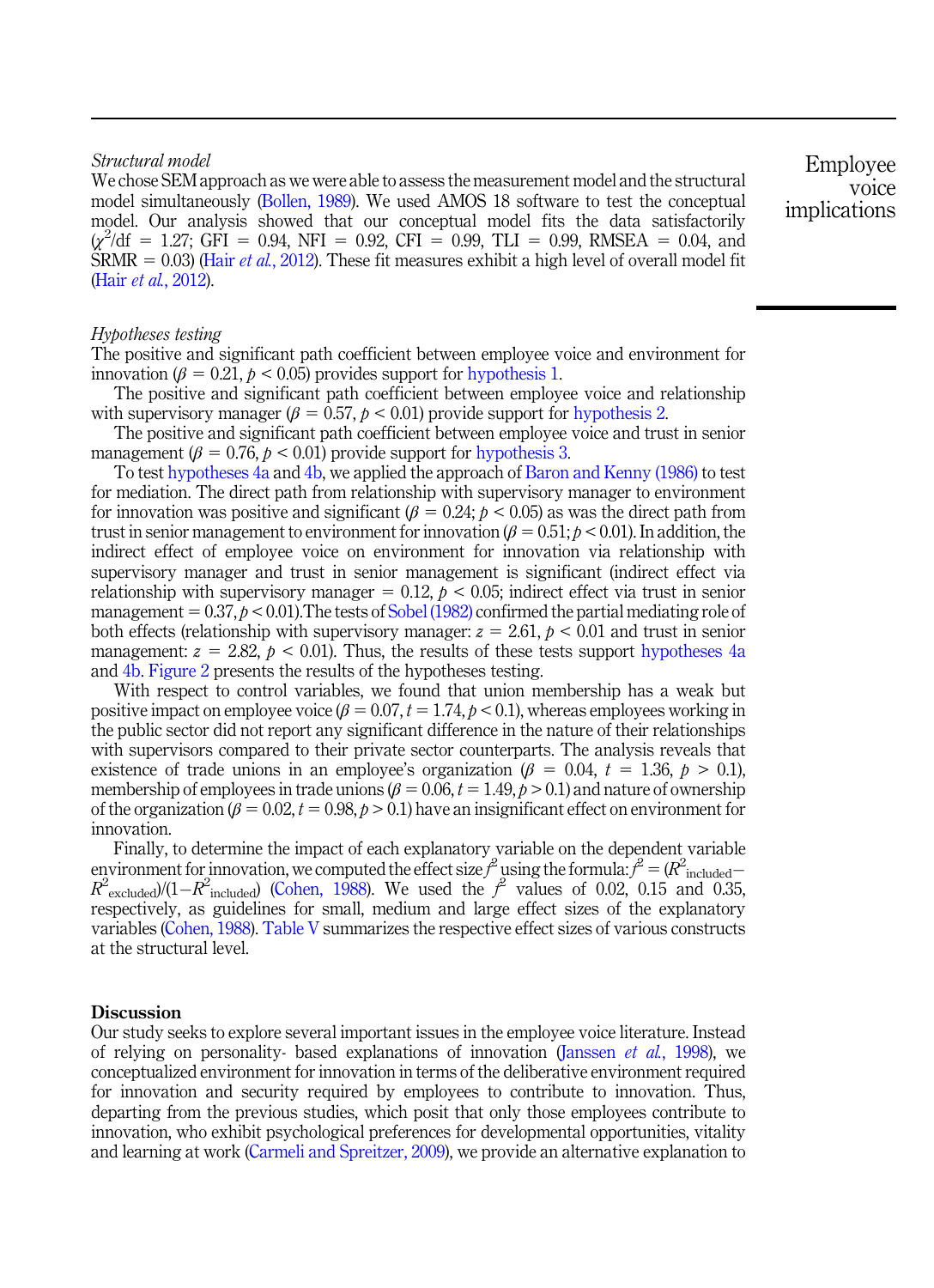*Structural model*

We chose SEM approach as we were able to assess the measurement model and the structural model simultaneously (Bollen, 1989). We used AMOS 18 software to test the conceptual model. Our analysis showed that our conceptual model fits the data satisfactorily ($\chi^2$/df = 1.27; GFI = 0.94, NFI = 0.92, CFI = 0.99, TLI = 0.99, RMSEA = 0.04, and SRMR = 0.03) (Hair *et al.*, 2012). These fit measures exhibit a high level of overall model fit (Hair *et al.*, 2012).

*Hypotheses testing*

The positive and significant path coefficient between employee voice and environment for innovation ($\beta = 0.21$, $p < 0.05$) provides support for hypothesis 1.

The positive and significant path coefficient between employee voice and relationship with supervisory manager ($\beta = 0.57$, $p < 0.01$) provide support for hypothesis 2.

The positive and significant path coefficient between employee voice and trust in senior management ($\beta = 0.76$, $p < 0.01$) provide support for hypothesis 3.

To test hypotheses 4a and 4b, we applied the approach of Baron and Kenny (1986) to test for mediation. The direct path from relationship with supervisory manager to environment for innovation was positive and significant ($\beta = 0.24$; $p < 0.05$) as was the direct path from trust in senior management to environment for innovation ($\beta = 0.51$; $p < 0.01$). In addition, the indirect effect of employee voice on environment for innovation via relationship with supervisory manager and trust in senior management is significant (indirect effect via relationship with supervisory manager = 0.12, $p < 0.05$; indirect effect via trust in senior management = 0.37, $p < 0.01$).The tests of Sobel (1982) confirmed the partial mediating role of both effects (relationship with supervisory manager: $z = 2.61$, $p < 0.01$ and trust in senior management: $z = 2.82$, $p < 0.01$). Thus, the results of these tests support hypotheses 4a and 4b. Figure 2 presents the results of the hypotheses testing.

With respect to control variables, we found that union membership has a weak but positive impact on employee voice ($\beta = 0.07$, $t = 1.74$, $p < 0.1$), whereas employees working in the public sector did not report any significant difference in the nature of their relationships with supervisors compared to their private sector counterparts. The analysis reveals that existence of trade unions in an employee's organization ($\beta = 0.04$, $t = 1.36$, $p > 0.1$), membership of employees in trade unions ($\beta = 0.06$, $t = 1.49$, $p > 0.1$) and nature of ownership of the organization ($\beta = 0.02$, $t = 0.98$, $p > 0.1$) have an insignificant effect on environment for innovation.

Finally, to determine the impact of each explanatory variable on the dependent variable environment for innovation, we computed the effect size $f^2$ using the formula: $f^2 = (R^2_{\text{included}} - R^2_{\text{excluded}})/(1 - R^2_{\text{included}})$ (Cohen, 1988). We used the $f^2$ values of 0.02, 0.15 and 0.35, respectively, as guidelines for small, medium and large effect sizes of the explanatory variables (Cohen, 1988). Table V summarizes the respective effect sizes of various constructs at the structural level.

## Discussion

Our study seeks to explore several important issues in the employee voice literature. Instead of relying on personality- based explanations of innovation (Janssen *et al.*, 1998), we conceptualized environment for innovation in terms of the deliberative environment required for innovation and security required by employees to contribute to innovation. Thus, departing from the previous studies, which posit that only those employees contribute to innovation, who exhibit psychological preferences for developmental opportunities, vitality and learning at work (Carmeli and Spreitzer, 2009), we provide an alternative explanation to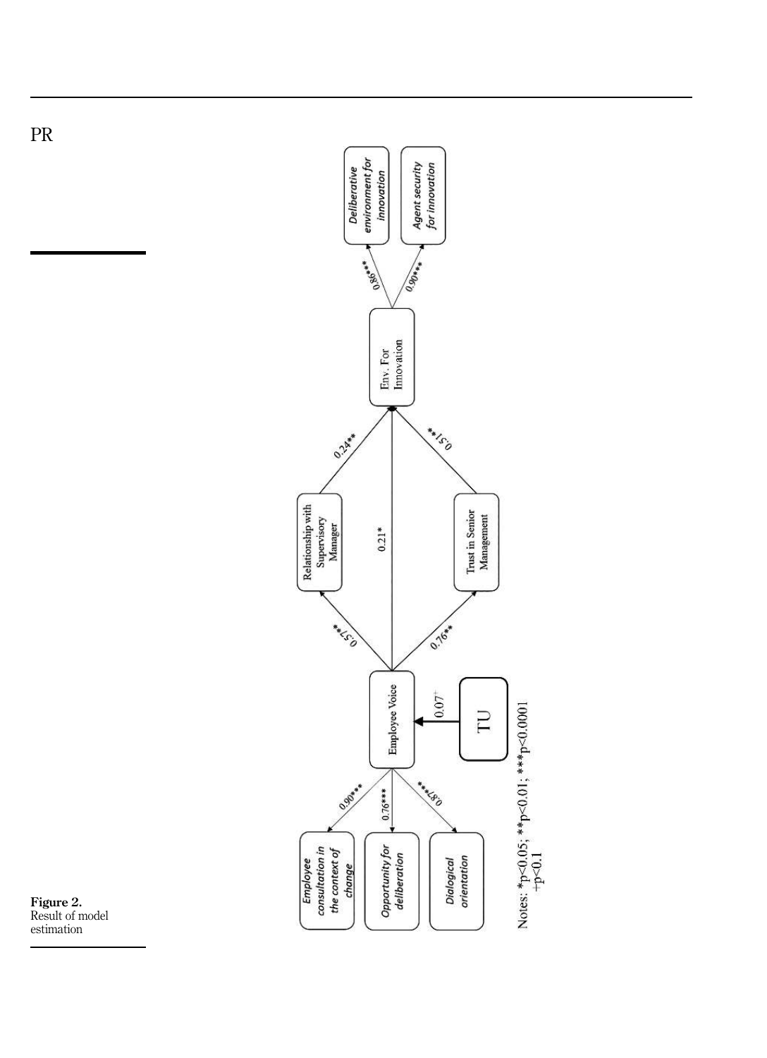**Figure 2.** Result of model estimation

Notes: $^{*}p<0.05$; $^{**}p<0.01$; $^{***}p<0.0001$ $^{+}p<0.1$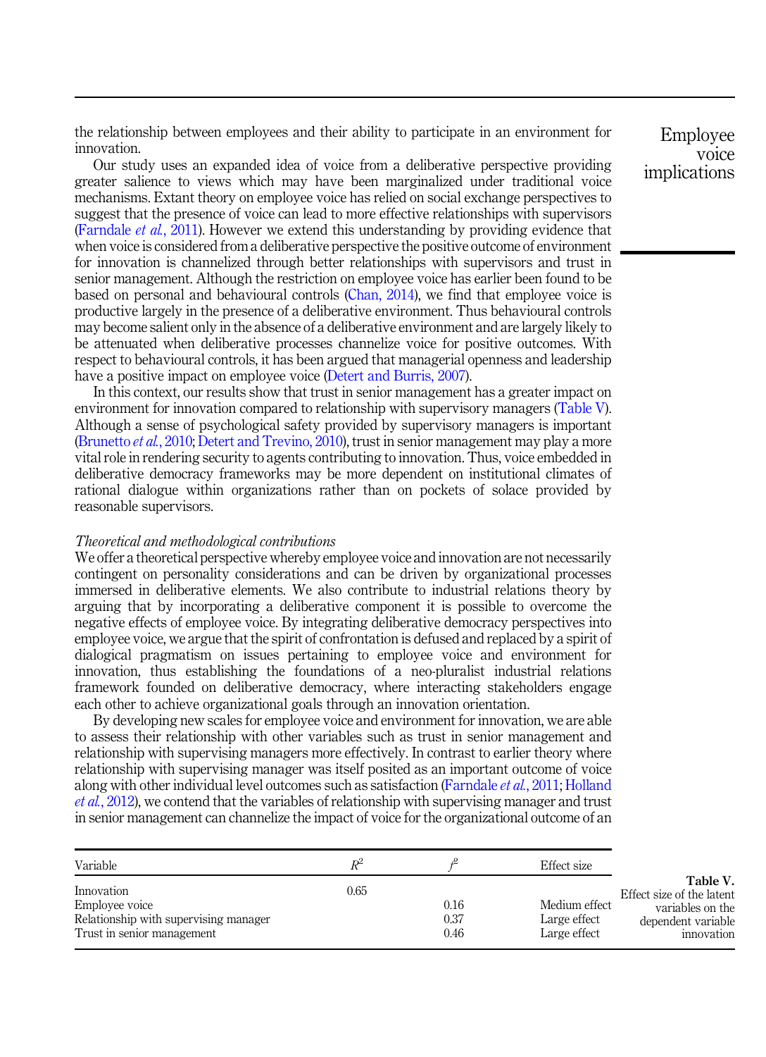the relationship between employees and their ability to participate in an environment for innovation.

Our study uses an expanded idea of voice from a deliberative perspective providing greater salience to views which may have been marginalized under traditional voice mechanisms. Extant theory on employee voice has relied on social exchange perspectives to suggest that the presence of voice can lead to more effective relationships with supervisors (Farndale *et al.*, 2011). However we extend this understanding by providing evidence that when voice is considered from a deliberative perspective the positive outcome of environment for innovation is channelized through better relationships with supervisors and trust in senior management. Although the restriction on employee voice has earlier been found to be based on personal and behavioural controls (Chan, 2014), we find that employee voice is productive largely in the presence of a deliberative environment. Thus behavioural controls may become salient only in the absence of a deliberative environment and are largely likely to be attenuated when deliberative processes channelize voice for positive outcomes. With respect to behavioural controls, it has been argued that managerial openness and leadership have a positive impact on employee voice (Detert and Burris, 2007).

In this context, our results show that trust in senior management has a greater impact on environment for innovation compared to relationship with supervisory managers (Table V). Although a sense of psychological safety provided by supervisory managers is important (Brunetto *et al.*, 2010; Detert and Trevino, 2010), trust in senior management may play a more vital role in rendering security to agents contributing to innovation. Thus, voice embedded in deliberative democracy frameworks may be more dependent on institutional climates of rational dialogue within organizations rather than on pockets of solace provided by reasonable supervisors.

### *Theoretical and methodological contributions*

We offer a theoretical perspective whereby employee voice and innovation are not necessarily contingent on personality considerations and can be driven by organizational processes immersed in deliberative elements. We also contribute to industrial relations theory by arguing that by incorporating a deliberative component it is possible to overcome the negative effects of employee voice. By integrating deliberative democracy perspectives into employee voice, we argue that the spirit of confrontation is defused and replaced by a spirit of dialogical pragmatism on issues pertaining to employee voice and environment for innovation, thus establishing the foundations of a neo-pluralist industrial relations framework founded on deliberative democracy, where interacting stakeholders engage each other to achieve organizational goals through an innovation orientation.

By developing new scales for employee voice and environment for innovation, we are able to assess their relationship with other variables such as trust in senior management and relationship with supervising managers more effectively. In contrast to earlier theory where relationship with supervising manager was itself posited as an important outcome of voice along with other individual level outcomes such as satisfaction (Farndale *et al.*, 2011; Holland *et al.*, 2012), we contend that the variables of relationship with supervising manager and trust in senior management can channelize the impact of voice for the organizational outcome of an

| Variable | $R^2$ | $f^2$ | Effect size |
|---|---|---|---|
| Innovation | 0.65 | | |
| Employee voice | | 0.16 | Medium effect |
| Relationship with supervising manager | | 0.37 | Large effect |
| Trust in senior management | | 0.46 | Large effect |

**Table V.** Effect size of the latent variables on the dependent variable innovation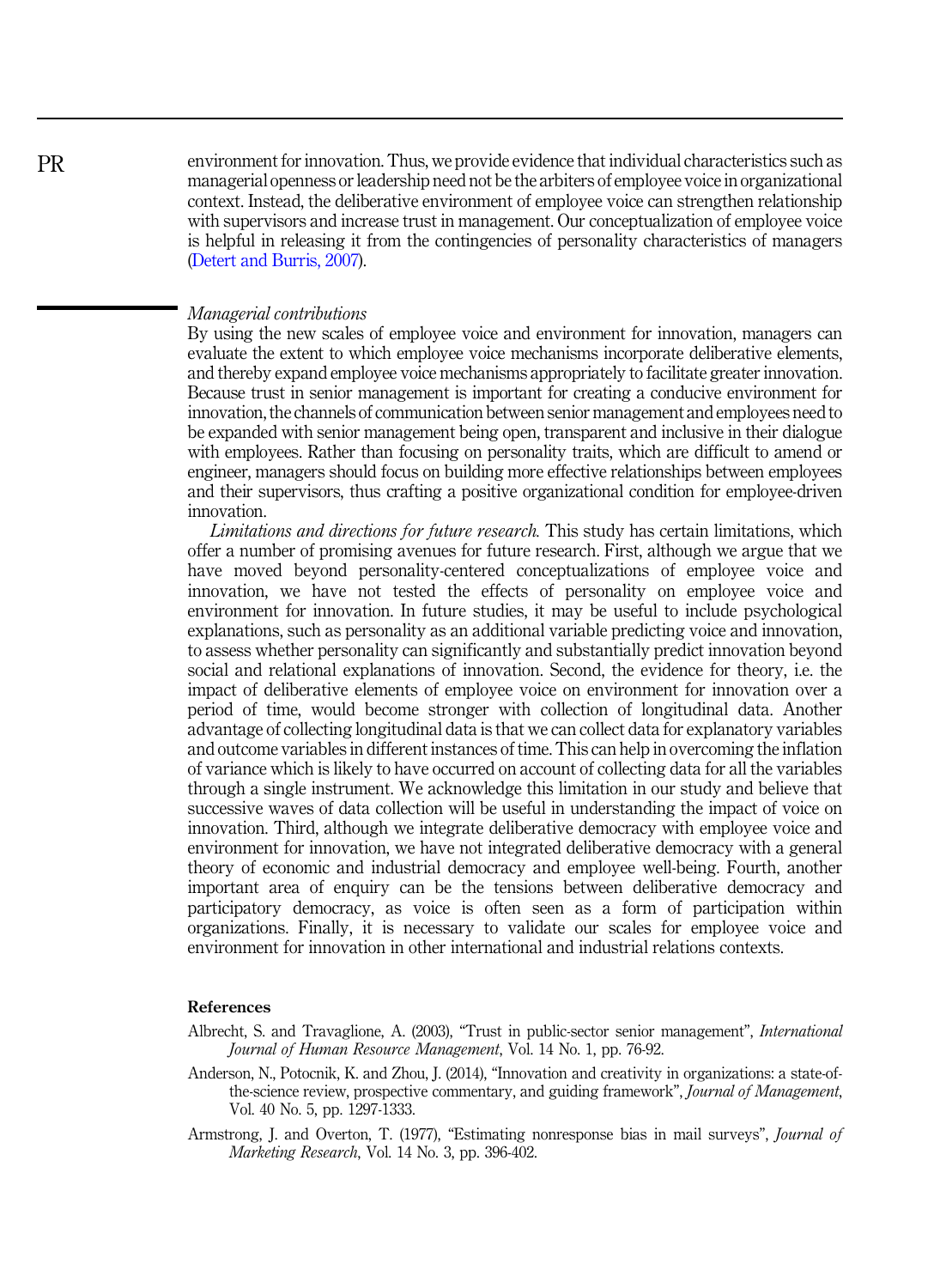environment for innovation. Thus, we provide evidence that individual characteristics such as managerial openness or leadership need not be the arbiters of employee voice in organizational context. Instead, the deliberative environment of employee voice can strengthen relationship with supervisors and increase trust in management. Our conceptualization of employee voice is helpful in releasing it from the contingencies of personality characteristics of managers (Detert and Burris, 2007).

### *Managerial contributions*

By using the new scales of employee voice and environment for innovation, managers can evaluate the extent to which employee voice mechanisms incorporate deliberative elements, and thereby expand employee voice mechanisms appropriately to facilitate greater innovation. Because trust in senior management is important for creating a conducive environment for innovation, the channels of communication between senior management and employees need to be expanded with senior management being open, transparent and inclusive in their dialogue with employees. Rather than focusing on personality traits, which are difficult to amend or engineer, managers should focus on building more effective relationships between employees and their supervisors, thus crafting a positive organizational condition for employee-driven innovation.

*Limitations and directions for future research.* This study has certain limitations, which offer a number of promising avenues for future research. First, although we argue that we have moved beyond personality-centered conceptualizations of employee voice and innovation, we have not tested the effects of personality on employee voice and environment for innovation. In future studies, it may be useful to include psychological explanations, such as personality as an additional variable predicting voice and innovation, to assess whether personality can significantly and substantially predict innovation beyond social and relational explanations of innovation. Second, the evidence for theory, i.e. the impact of deliberative elements of employee voice on environment for innovation over a period of time, would become stronger with collection of longitudinal data. Another advantage of collecting longitudinal data is that we can collect data for explanatory variables and outcome variables in different instances of time. This can help in overcoming the inflation of variance which is likely to have occurred on account of collecting data for all the variables through a single instrument. We acknowledge this limitation in our study and believe that successive waves of data collection will be useful in understanding the impact of voice on innovation. Third, although we integrate deliberative democracy with employee voice and environment for innovation, we have not integrated deliberative democracy with a general theory of economic and industrial democracy and employee well-being. Fourth, another important area of enquiry can be the tensions between deliberative democracy and participatory democracy, as voice is often seen as a form of participation within organizations. Finally, it is necessary to validate our scales for employee voice and environment for innovation in other international and industrial relations contexts.

## References

Albrecht, S. and Travaglione, A. (2003), "Trust in public-sector senior management", *International Journal of Human Resource Management*, Vol. 14 No. 1, pp. 76-92.

Anderson, N., Potocnik, K. and Zhou, J. (2014), "Innovation and creativity in organizations: a state-of-the-science review, prospective commentary, and guiding framework", *Journal of Management*, Vol. 40 No. 5, pp. 1297-1333.

Armstrong, J. and Overton, T. (1977), "Estimating nonresponse bias in mail surveys", *Journal of Marketing Research*, Vol. 14 No. 3, pp. 396-402.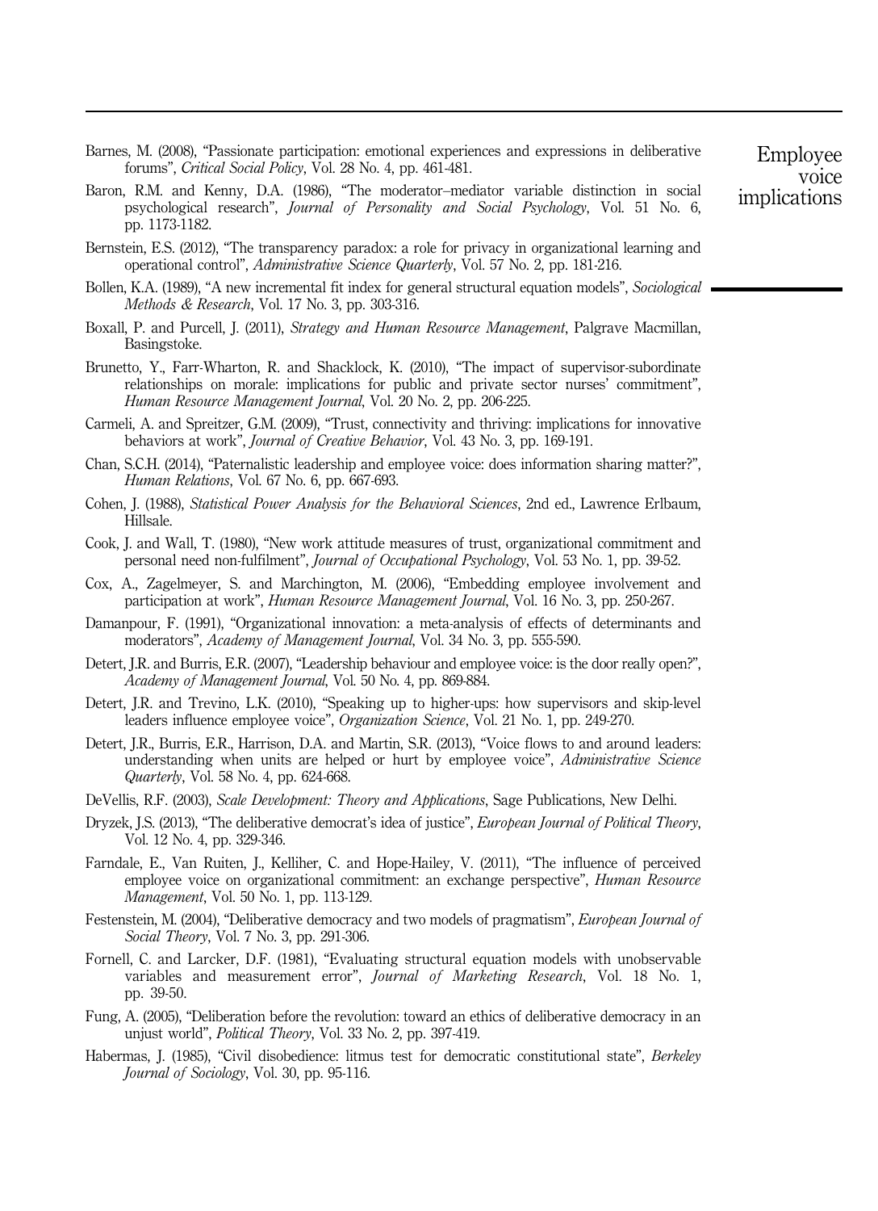Barnes, M. (2008), "Passionate participation: emotional experiences and expressions in deliberative forums", *Critical Social Policy*, Vol. 28 No. 4, pp. 461-481.

Baron, R.M. and Kenny, D.A. (1986), "The moderator–mediator variable distinction in social psychological research", *Journal of Personality and Social Psychology*, Vol. 51 No. 6, pp. 1173-1182.

Bernstein, E.S. (2012), "The transparency paradox: a role for privacy in organizational learning and operational control", *Administrative Science Quarterly*, Vol. 57 No. 2, pp. 181-216.

Bollen, K.A. (1989), "A new incremental fit index for general structural equation models", *Sociological Methods & Research*, Vol. 17 No. 3, pp. 303-316.

Boxall, P. and Purcell, J. (2011), *Strategy and Human Resource Management*, Palgrave Macmillan, Basingstoke.

Brunetto, Y., Farr-Wharton, R. and Shacklock, K. (2010), "The impact of supervisor-subordinate relationships on morale: implications for public and private sector nurses' commitment", *Human Resource Management Journal*, Vol. 20 No. 2, pp. 206-225.

Carmeli, A. and Spreitzer, G.M. (2009), "Trust, connectivity and thriving: implications for innovative behaviors at work", *Journal of Creative Behavior*, Vol. 43 No. 3, pp. 169-191.

Chan, S.C.H. (2014), "Paternalistic leadership and employee voice: does information sharing matter?", *Human Relations*, Vol. 67 No. 6, pp. 667-693.

Cohen, J. (1988), *Statistical Power Analysis for the Behavioral Sciences*, 2nd ed., Lawrence Erlbaum, Hillsale.

Cook, J. and Wall, T. (1980), "New work attitude measures of trust, organizational commitment and personal need non-fulfilment", *Journal of Occupational Psychology*, Vol. 53 No. 1, pp. 39-52.

Cox, A., Zagelmeyer, S. and Marchington, M. (2006), "Embedding employee involvement and participation at work", *Human Resource Management Journal*, Vol. 16 No. 3, pp. 250-267.

Damanpour, F. (1991), "Organizational innovation: a meta-analysis of effects of determinants and moderators", *Academy of Management Journal*, Vol. 34 No. 3, pp. 555-590.

Detert, J.R. and Burris, E.R. (2007), "Leadership behaviour and employee voice: is the door really open?", *Academy of Management Journal*, Vol. 50 No. 4, pp. 869-884.

Detert, J.R. and Trevino, L.K. (2010), "Speaking up to higher-ups: how supervisors and skip-level leaders influence employee voice", *Organization Science*, Vol. 21 No. 1, pp. 249-270.

Detert, J.R., Burris, E.R., Harrison, D.A. and Martin, S.R. (2013), "Voice flows to and around leaders: understanding when units are helped or hurt by employee voice", *Administrative Science Quarterly*, Vol. 58 No. 4, pp. 624-668.

DeVellis, R.F. (2003), *Scale Development: Theory and Applications*, Sage Publications, New Delhi.

Dryzek, J.S. (2013), "The deliberative democrat's idea of justice", *European Journal of Political Theory*, Vol. 12 No. 4, pp. 329-346.

Farndale, E., Van Ruiten, J., Kelliher, C. and Hope-Hailey, V. (2011), "The influence of perceived employee voice on organizational commitment: an exchange perspective", *Human Resource Management*, Vol. 50 No. 1, pp. 113-129.

Festenstein, M. (2004), "Deliberative democracy and two models of pragmatism", *European Journal of Social Theory*, Vol. 7 No. 3, pp. 291-306.

Fornell, C. and Larcker, D.F. (1981), "Evaluating structural equation models with unobservable variables and measurement error", *Journal of Marketing Research*, Vol. 18 No. 1, pp. 39-50.

Fung, A. (2005), "Deliberation before the revolution: toward an ethics of deliberative democracy in an unjust world", *Political Theory*, Vol. 33 No. 2, pp. 397-419.

Habermas, J. (1985), "Civil disobedience: litmus test for democratic constitutional state", *Berkeley Journal of Sociology*, Vol. 30, pp. 95-116.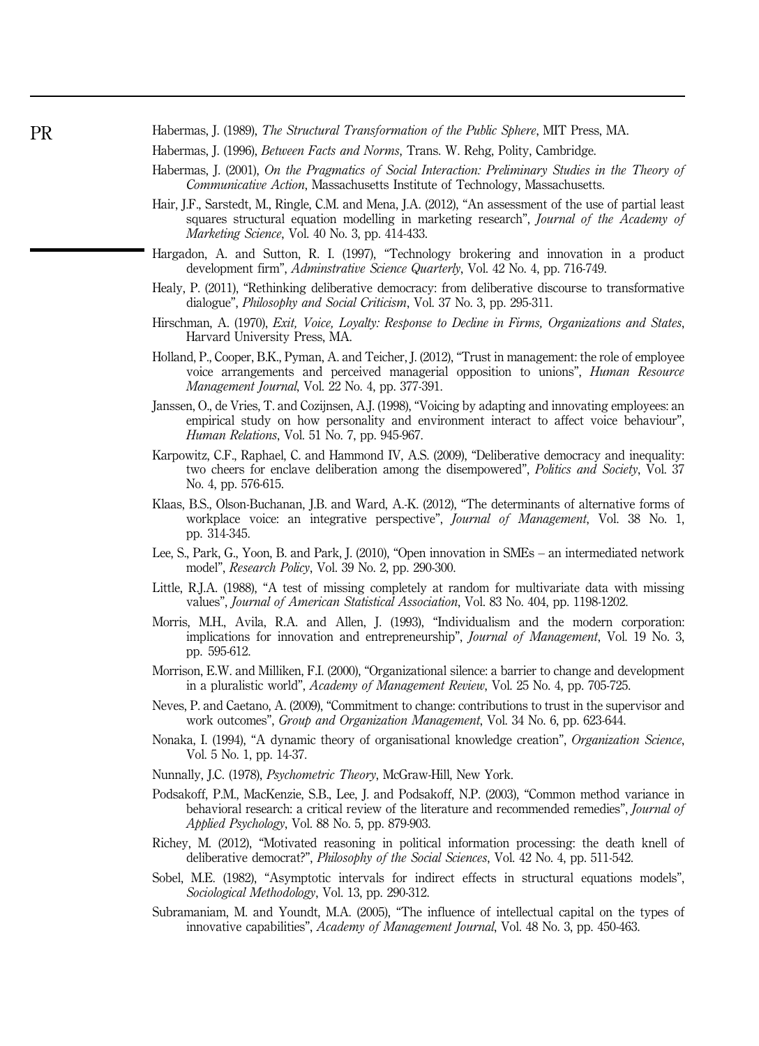Habermas, J. (1989), *The Structural Transformation of the Public Sphere*, MIT Press, MA.

Habermas, J. (1996), *Between Facts and Norms*, Trans. W. Rehg, Polity, Cambridge.

Habermas, J. (2001), *On the Pragmatics of Social Interaction: Preliminary Studies in the Theory of Communicative Action*, Massachusetts Institute of Technology, Massachusetts.

Hair, J.F., Sarstedt, M., Ringle, C.M. and Mena, J.A. (2012), "An assessment of the use of partial least squares structural equation modelling in marketing research", *Journal of the Academy of Marketing Science*, Vol. 40 No. 3, pp. 414-433.

Hargadon, A. and Sutton, R. I. (1997), "Technology brokering and innovation in a product development firm", *Adminstrative Science Quarterly*, Vol. 42 No. 4, pp. 716-749.

Healy, P. (2011), "Rethinking deliberative democracy: from deliberative discourse to transformative dialogue", *Philosophy and Social Criticism*, Vol. 37 No. 3, pp. 295-311.

Hirschman, A. (1970), *Exit, Voice, Loyalty: Response to Decline in Firms, Organizations and States*, Harvard University Press, MA.

Holland, P., Cooper, B.K., Pyman, A. and Teicher, J. (2012), "Trust in management: the role of employee voice arrangements and perceived managerial opposition to unions", *Human Resource Management Journal*, Vol. 22 No. 4, pp. 377-391.

Janssen, O., de Vries, T. and Cozijnsen, A.J. (1998), "Voicing by adapting and innovating employees: an empirical study on how personality and environment interact to affect voice behaviour", *Human Relations*, Vol. 51 No. 7, pp. 945-967.

Karpowitz, C.F., Raphael, C. and Hammond IV, A.S. (2009), "Deliberative democracy and inequality: two cheers for enclave deliberation among the disempowered", *Politics and Society*, Vol. 37 No. 4, pp. 576-615.

Klaas, B.S., Olson-Buchanan, J.B. and Ward, A.-K. (2012), "The determinants of alternative forms of workplace voice: an integrative perspective", *Journal of Management*, Vol. 38 No. 1, pp. 314-345.

Lee, S., Park, G., Yoon, B. and Park, J. (2010), "Open innovation in SMEs – an intermediated network model", *Research Policy*, Vol. 39 No. 2, pp. 290-300.

Little, R.J.A. (1988), "A test of missing completely at random for multivariate data with missing values", *Journal of American Statistical Association*, Vol. 83 No. 404, pp. 1198-1202.

Morris, M.H., Avila, R.A. and Allen, J. (1993), "Individualism and the modern corporation: implications for innovation and entrepreneurship", *Journal of Management*, Vol. 19 No. 3, pp. 595-612.

Morrison, E.W. and Milliken, F.I. (2000), "Organizational silence: a barrier to change and development in a pluralistic world", *Academy of Management Review*, Vol. 25 No. 4, pp. 705-725.

Neves, P. and Caetano, A. (2009), "Commitment to change: contributions to trust in the supervisor and work outcomes", *Group and Organization Management*, Vol. 34 No. 6, pp. 623-644.

Nonaka, I. (1994), "A dynamic theory of organisational knowledge creation", *Organization Science*, Vol. 5 No. 1, pp. 14-37.

Nunnally, J.C. (1978), *Psychometric Theory*, McGraw-Hill, New York.

Podsakoff, P.M., MacKenzie, S.B., Lee, J. and Podsakoff, N.P. (2003), "Common method variance in behavioral research: a critical review of the literature and recommended remedies", *Journal of Applied Psychology*, Vol. 88 No. 5, pp. 879-903.

Richey, M. (2012), "Motivated reasoning in political information processing: the death knell of deliberative democrat?", *Philosophy of the Social Sciences*, Vol. 42 No. 4, pp. 511-542.

Sobel, M.E. (1982), "Asymptotic intervals for indirect effects in structural equations models", *Sociological Methodology*, Vol. 13, pp. 290-312.

Subramaniam, M. and Youndt, M.A. (2005), "The influence of intellectual capital on the types of innovative capabilities", *Academy of Management Journal*, Vol. 48 No. 3, pp. 450-463.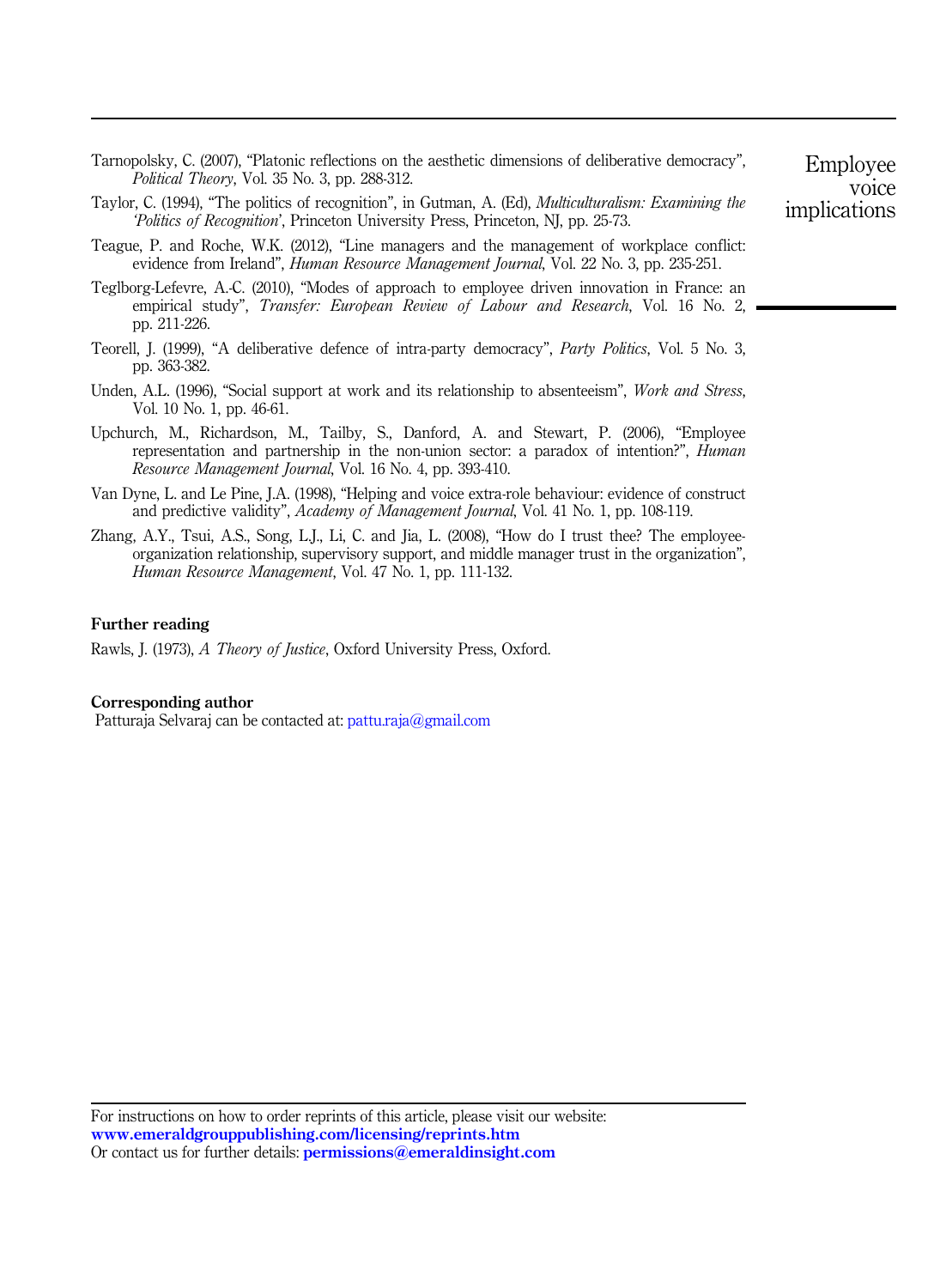Tarnopolsky, C. (2007), "Platonic reflections on the aesthetic dimensions of deliberative democracy", *Political Theory*, Vol. 35 No. 3, pp. 288-312.

Taylor, C. (1994), "The politics of recognition", in Gutman, A. (Ed), *Multiculturalism: Examining the 'Politics of Recognition'*, Princeton University Press, Princeton, NJ, pp. 25-73.

Teague, P. and Roche, W.K. (2012), "Line managers and the management of workplace conflict: evidence from Ireland", *Human Resource Management Journal*, Vol. 22 No. 3, pp. 235-251.

Teglborg-Lefevre, A.-C. (2010), "Modes of approach to employee driven innovation in France: an empirical study", *Transfer: European Review of Labour and Research*, Vol. 16 No. 2, pp. 211-226.

Teorell, J. (1999), "A deliberative defence of intra-party democracy", *Party Politics*, Vol. 5 No. 3, pp. 363-382.

Unden, A.L. (1996), "Social support at work and its relationship to absenteeism", *Work and Stress*, Vol. 10 No. 1, pp. 46-61.

Upchurch, M., Richardson, M., Tailby, S., Danford, A. and Stewart, P. (2006), "Employee representation and partnership in the non-union sector: a paradox of intention?", *Human Resource Management Journal*, Vol. 16 No. 4, pp. 393-410.

Van Dyne, L. and Le Pine, J.A. (1998), "Helping and voice extra-role behaviour: evidence of construct and predictive validity", *Academy of Management Journal*, Vol. 41 No. 1, pp. 108-119.

Zhang, A.Y., Tsui, A.S., Song, L.J., Li, C. and Jia, L. (2008), "How do I trust thee? The employee-organization relationship, supervisory support, and middle manager trust in the organization", *Human Resource Management*, Vol. 47 No. 1, pp. 111-132.

## Further reading

Rawls, J. (1973), *A Theory of Justice*, Oxford University Press, Oxford.

## Corresponding author

Patturaja Selvaraj can be contacted at: pattu.raja@gmail.com

For instructions on how to order reprints of this article, please visit our website:
**www.emeraldgrouppublishing.com/licensing/reprints.htm**
Or contact us for further details: **permissions@emeraldinsight.com**